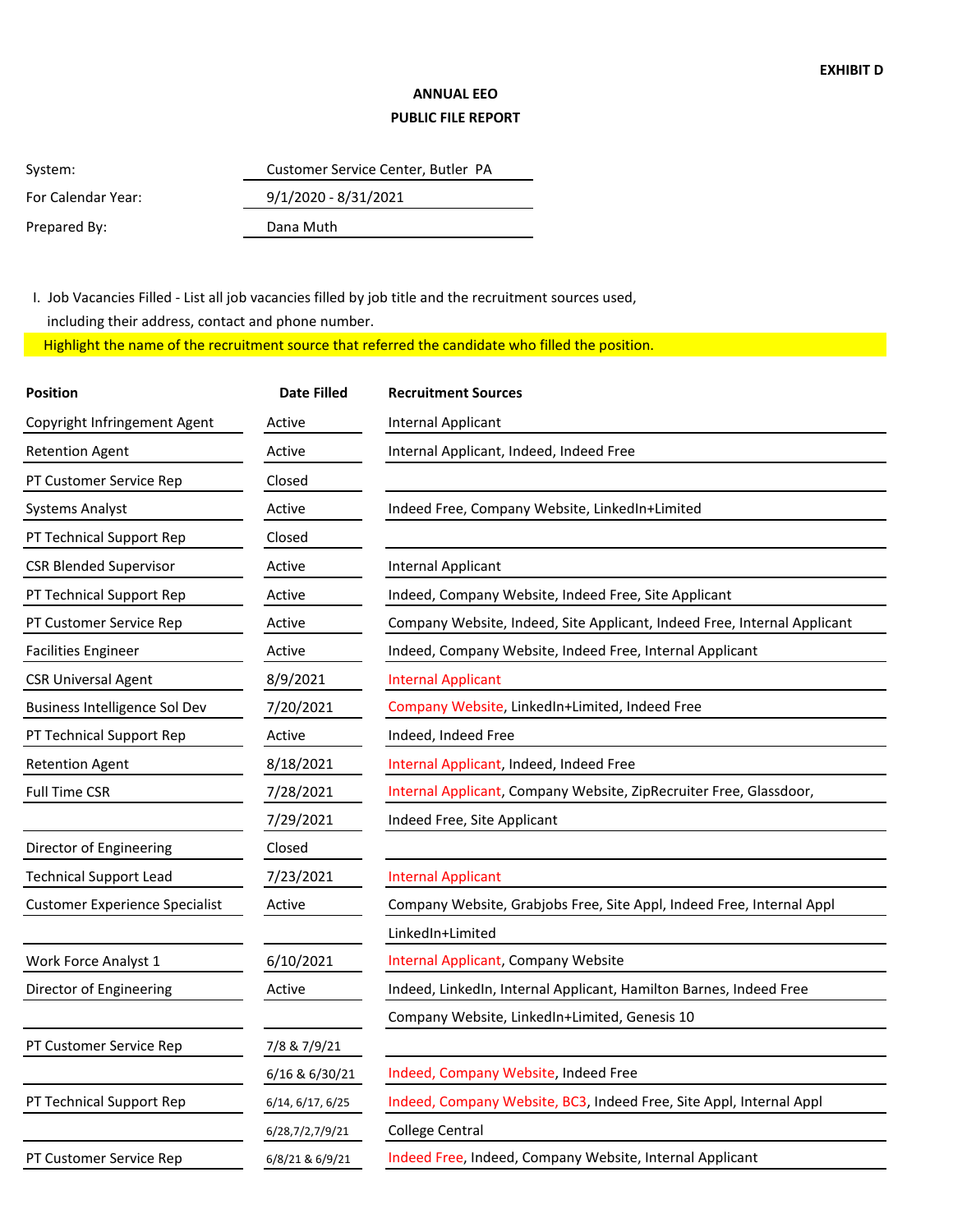**EXHIBIT D**

**ANNUAL EEO**
**PUBLIC FILE REPORT**

| | |
|---|---|
| System: | Customer Service Center, Butler PA |
| For Calendar Year: | 9/1/2020 - 8/31/2021 |
| Prepared By: | Dana Muth |

I. Job Vacancies Filled - List all job vacancies filled by job title and the recruitment sources used, including their address, contact and phone number.

Highlight the name of the recruitment source that referred the candidate who filled the position.

| Position | Date Filled | Recruitment Sources |
|---|---|---|
| Copyright Infringement Agent | Active | Internal Applicant |
| Retention Agent | Active | Internal Applicant, Indeed, Indeed Free |
| PT Customer Service Rep | Closed | |
| Systems Analyst | Active | Indeed Free, Company Website, LinkedIn+Limited |
| PT Technical Support Rep | Closed | |
| CSR Blended Supervisor | Active | Internal Applicant |
| PT Technical Support Rep | Active | Indeed, Company Website, Indeed Free, Site Applicant |
| PT Customer Service Rep | Active | Company Website, Indeed, Site Applicant, Indeed Free, Internal Applicant |
| Facilities Engineer | Active | Indeed, Company Website, Indeed Free, Internal Applicant |
| CSR Universal Agent | 8/9/2021 | Internal Applicant |
| Business Intelligence Sol Dev | 7/20/2021 | Company Website, LinkedIn+Limited, Indeed Free |
| PT Technical Support Rep | Active | Indeed, Indeed Free |
| Retention Agent | 8/18/2021 | Internal Applicant, Indeed, Indeed Free |
| Full Time CSR | 7/28/2021 | Internal Applicant, Company Website, ZipRecruiter Free, Glassdoor, |
| | 7/29/2021 | Indeed Free, Site Applicant |
| Director of Engineering | Closed | |
| Technical Support Lead | 7/23/2021 | Internal Applicant |
| Customer Experience Specialist | Active | Company Website, Grabjobs Free, Site Appl, Indeed Free, Internal Appl |
| | | LinkedIn+Limited |
| Work Force Analyst 1 | 6/10/2021 | Internal Applicant, Company Website |
| Director of Engineering | Active | Indeed, LinkedIn, Internal Applicant, Hamilton Barnes, Indeed Free |
| | | Company Website, LinkedIn+Limited, Genesis 10 |
| PT Customer Service Rep | 7/8 & 7/9/21 | |
| | 6/16 & 6/30/21 | Indeed, Company Website, Indeed Free |
| PT Technical Support Rep | 6/14, 6/17, 6/25 | Indeed, Company Website, BC3, Indeed Free, Site Appl, Internal Appl |
| | 6/28,7/2,7/9/21 | College Central |
| PT Customer Service Rep | 6/8/21 & 6/9/21 | Indeed Free, Indeed, Company Website, Internal Applicant |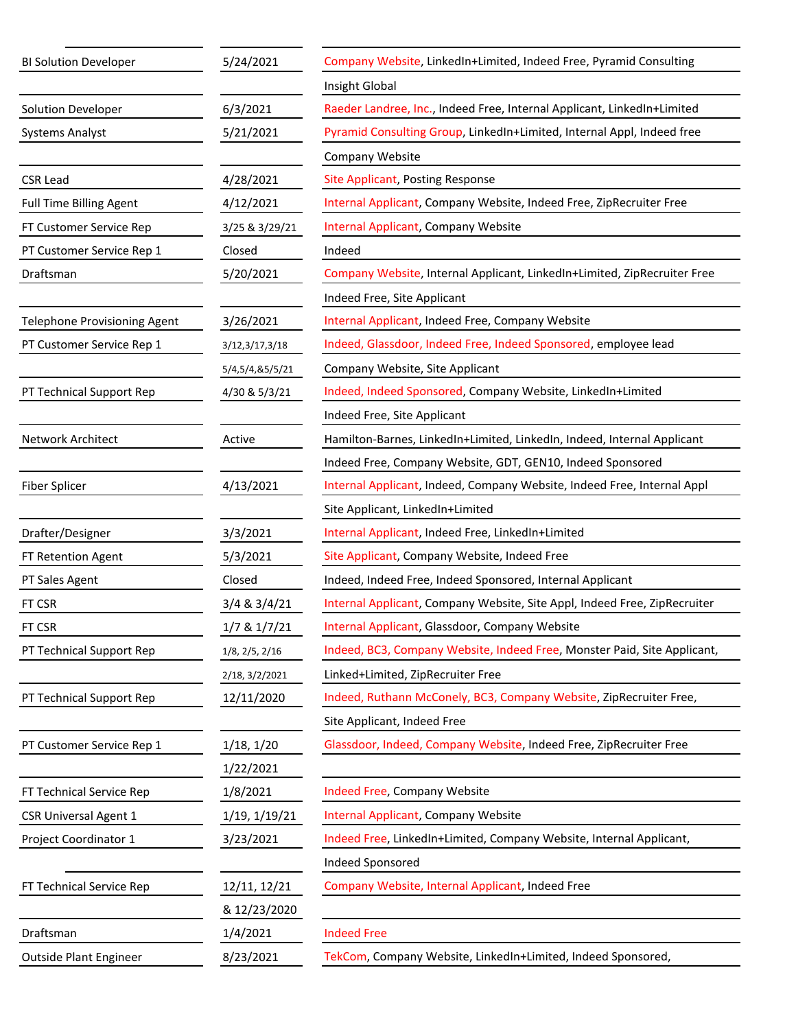| | | |
|---|---|---|
| BI Solution Developer | 5/24/2021 | Company Website, LinkedIn+Limited, Indeed Free, Pyramid Consulting |
| | | Insight Global |
| Solution Developer | 6/3/2021 | Raeder Landree, Inc., Indeed Free, Internal Applicant, LinkedIn+Limited |
| Systems Analyst | 5/21/2021 | Pyramid Consulting Group, LinkedIn+Limited, Internal Appl, Indeed free |
| | | Company Website |
| CSR Lead | 4/28/2021 | Site Applicant, Posting Response |
| Full Time Billing Agent | 4/12/2021 | Internal Applicant, Company Website, Indeed Free, ZipRecruiter Free |
| FT Customer Service Rep | 3/25 & 3/29/21 | Internal Applicant, Company Website |
| PT Customer Service Rep 1 | Closed | Indeed |
| Draftsman | 5/20/2021 | Company Website, Internal Applicant, LinkedIn+Limited, ZipRecruiter Free |
| | | Indeed Free, Site Applicant |
| Telephone Provisioning Agent | 3/26/2021 | Internal Applicant, Indeed Free, Company Website |
| PT Customer Service Rep 1 | 3/12,3/17,3/18 | Indeed, Glassdoor, Indeed Free, Indeed Sponsored, employee lead |
| | 5/4,5/4,&5/5/21 | Company Website, Site Applicant |
| PT Technical Support Rep | 4/30 & 5/3/21 | Indeed, Indeed Sponsored, Company Website, LinkedIn+Limited |
| | | Indeed Free, Site Applicant |
| Network Architect | Active | Hamilton-Barnes, LinkedIn+Limited, LinkedIn, Indeed, Internal Applicant |
| | | Indeed Free, Company Website, GDT, GEN10, Indeed Sponsored |
| Fiber Splicer | 4/13/2021 | Internal Applicant, Indeed, Company Website, Indeed Free, Internal Appl |
| | | Site Applicant, LinkedIn+Limited |
| Drafter/Designer | 3/3/2021 | Internal Applicant, Indeed Free, LinkedIn+Limited |
| FT Retention Agent | 5/3/2021 | Site Applicant, Company Website, Indeed Free |
| PT Sales Agent | Closed | Indeed, Indeed Free, Indeed Sponsored, Internal Applicant |
| FT CSR | 3/4 & 3/4/21 | Internal Applicant, Company Website, Site Appl, Indeed Free, ZipRecruiter |
| FT CSR | 1/7 & 1/7/21 | Internal Applicant, Glassdoor, Company Website |
| PT Technical Support Rep | 1/8, 2/5, 2/16 | Indeed, BC3, Company Website, Indeed Free, Monster Paid, Site Applicant, |
| | 2/18, 3/2/2021 | Linked+Limited, ZipRecruiter Free |
| PT Technical Support Rep | 12/11/2020 | Indeed, Ruthann McConely, BC3, Company Website, ZipRecruiter Free, |
| | | Site Applicant, Indeed Free |
| PT Customer Service Rep 1 | 1/18, 1/20 | Glassdoor, Indeed, Company Website, Indeed Free, ZipRecruiter Free |
| | 1/22/2021 | |
| FT Technical Service Rep | 1/8/2021 | Indeed Free, Company Website |
| CSR Universal Agent 1 | 1/19, 1/19/21 | Internal Applicant, Company Website |
| Project Coordinator 1 | 3/23/2021 | Indeed Free, LinkedIn+Limited, Company Website, Internal Applicant, |
| | | Indeed Sponsored |
| FT Technical Service Rep | 12/11, 12/21 | Company Website, Internal Applicant, Indeed Free |
| | & 12/23/2020 | |
| Draftsman | 1/4/2021 | Indeed Free |
| Outside Plant Engineer | 8/23/2021 | TekCom, Company Website, LinkedIn+Limited, Indeed Sponsored, |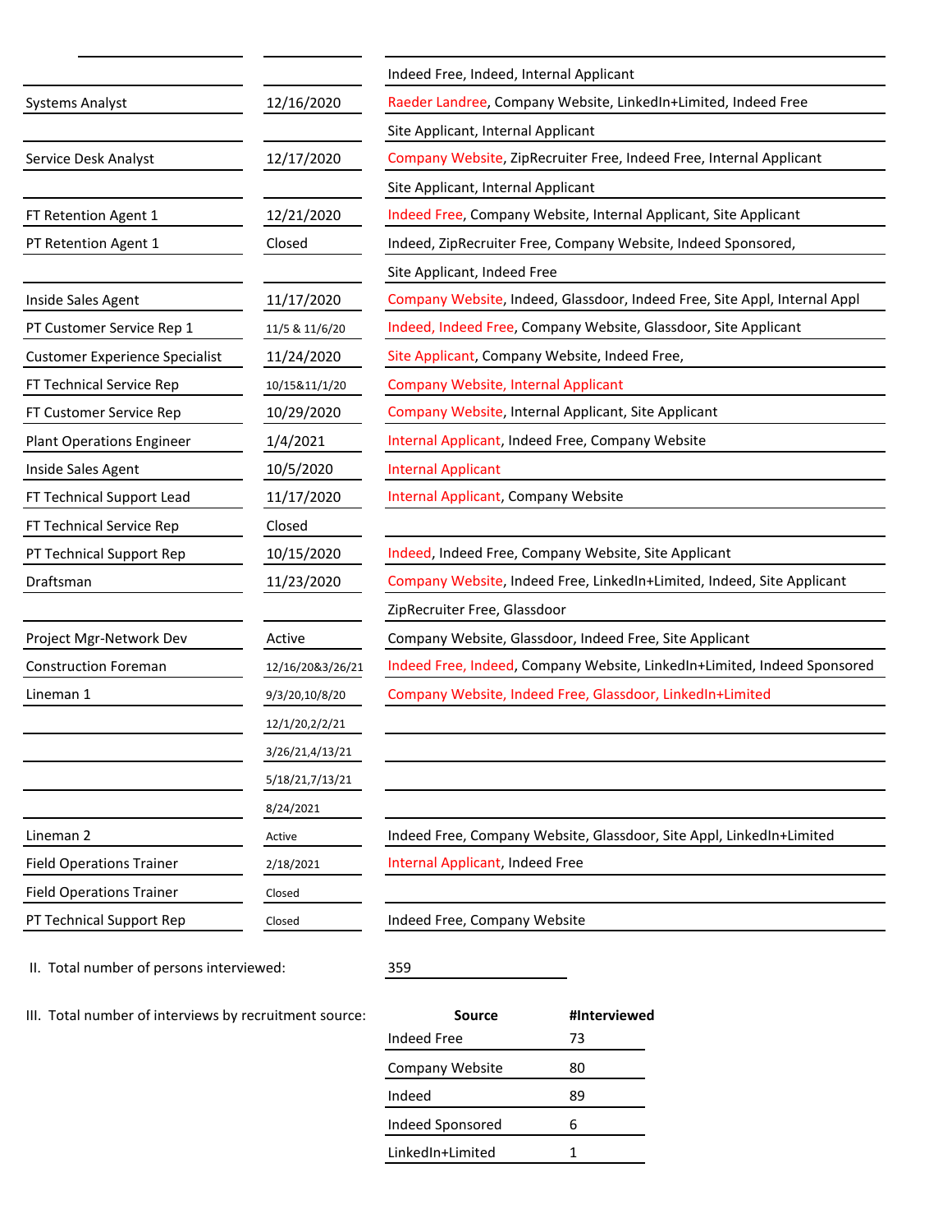| | | |
|---|---|---|
| | | Indeed Free, Indeed, Internal Applicant |
| Systems Analyst | 12/16/2020 | Raeder Landree, Company Website, LinkedIn+Limited, Indeed Free |
| | | Site Applicant, Internal Applicant |
| Service Desk Analyst | 12/17/2020 | Company Website, ZipRecruiter Free, Indeed Free, Internal Applicant |
| | | Site Applicant, Internal Applicant |
| FT Retention Agent 1 | 12/21/2020 | Indeed Free, Company Website, Internal Applicant, Site Applicant |
| PT Retention Agent 1 | Closed | Indeed, ZipRecruiter Free, Company Website, Indeed Sponsored, |
| | | Site Applicant, Indeed Free |
| Inside Sales Agent | 11/17/2020 | Company Website, Indeed, Glassdoor, Indeed Free, Site Appl, Internal Appl |
| PT Customer Service Rep 1 | 11/5 & 11/6/20 | Indeed, Indeed Free, Company Website, Glassdoor, Site Applicant |
| Customer Experience Specialist | 11/24/2020 | Site Applicant, Company Website, Indeed Free, |
| FT Technical Service Rep | 10/15&11/1/20 | Company Website, Internal Applicant |
| FT Customer Service Rep | 10/29/2020 | Company Website, Internal Applicant, Site Applicant |
| Plant Operations Engineer | 1/4/2021 | Internal Applicant, Indeed Free, Company Website |
| Inside Sales Agent | 10/5/2020 | Internal Applicant |
| FT Technical Support Lead | 11/17/2020 | Internal Applicant, Company Website |
| FT Technical Service Rep | Closed | |
| PT Technical Support Rep | 10/15/2020 | Indeed, Indeed Free, Company Website, Site Applicant |
| Draftsman | 11/23/2020 | Company Website, Indeed Free, LinkedIn+Limited, Indeed, Site Applicant |
| | | ZipRecruiter Free, Glassdoor |
| Project Mgr-Network Dev | Active | Company Website, Glassdoor, Indeed Free, Site Applicant |
| Construction Foreman | 12/16/20&3/26/21 | Indeed Free, Indeed, Company Website, LinkedIn+Limited, Indeed Sponsored |
| Lineman 1 | 9/3/20,10/8/20 | Company Website, Indeed Free, Glassdoor, LinkedIn+Limited |
| | 12/1/20,2/2/21 | |
| | 3/26/21,4/13/21 | |
| | 5/18/21,7/13/21 | |
| | 8/24/2021 | |
| Lineman 2 | Active | Indeed Free, Company Website, Glassdoor, Site Appl, LinkedIn+Limited |
| Field Operations Trainer | 2/18/2021 | Internal Applicant, Indeed Free |
| Field Operations Trainer | Closed | |
| PT Technical Support Rep | Closed | Indeed Free, Company Website |

II. Total number of persons interviewed: 359

III. Total number of interviews by recruitment source:

| Source | #Interviewed |
|---|---|
| Indeed Free | 73 |
| Company Website | 80 |
| Indeed | 89 |
| Indeed Sponsored | 6 |
| LinkedIn+Limited | 1 |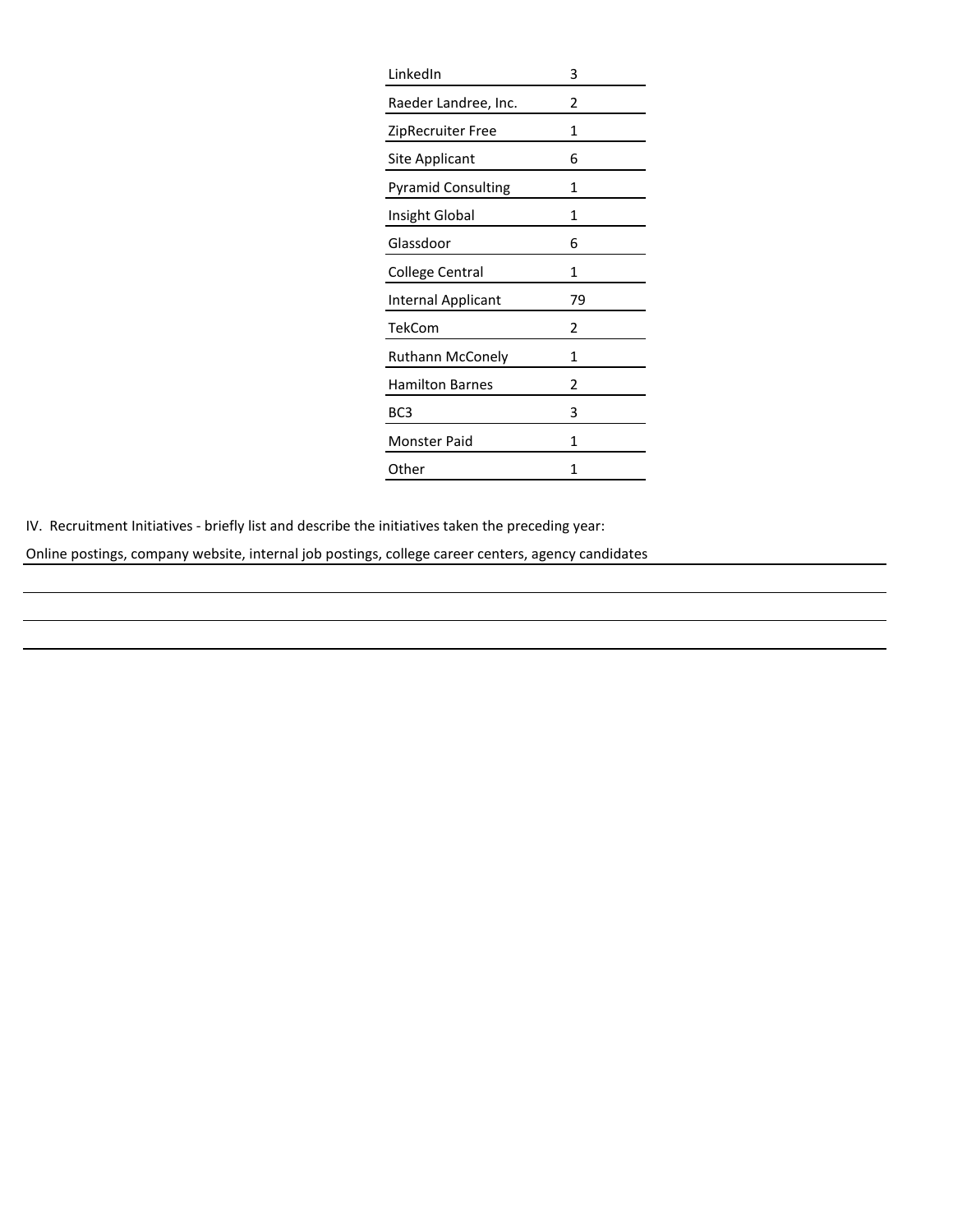| | |
|---|---|
| LinkedIn | 3 |
| Raeder Landree, Inc. | 2 |
| ZipRecruiter Free | 1 |
| Site Applicant | 6 |
| Pyramid Consulting | 1 |
| Insight Global | 1 |
| Glassdoor | 6 |
| College Central | 1 |
| Internal Applicant | 79 |
| TekCom | 2 |
| Ruthann McConely | 1 |
| Hamilton Barnes | 2 |
| BC3 | 3 |
| Monster Paid | 1 |
| Other | 1 |

IV. Recruitment Initiatives - briefly list and describe the initiatives taken the preceding year:

Online postings, company website, internal job postings, college career centers, agency candidates